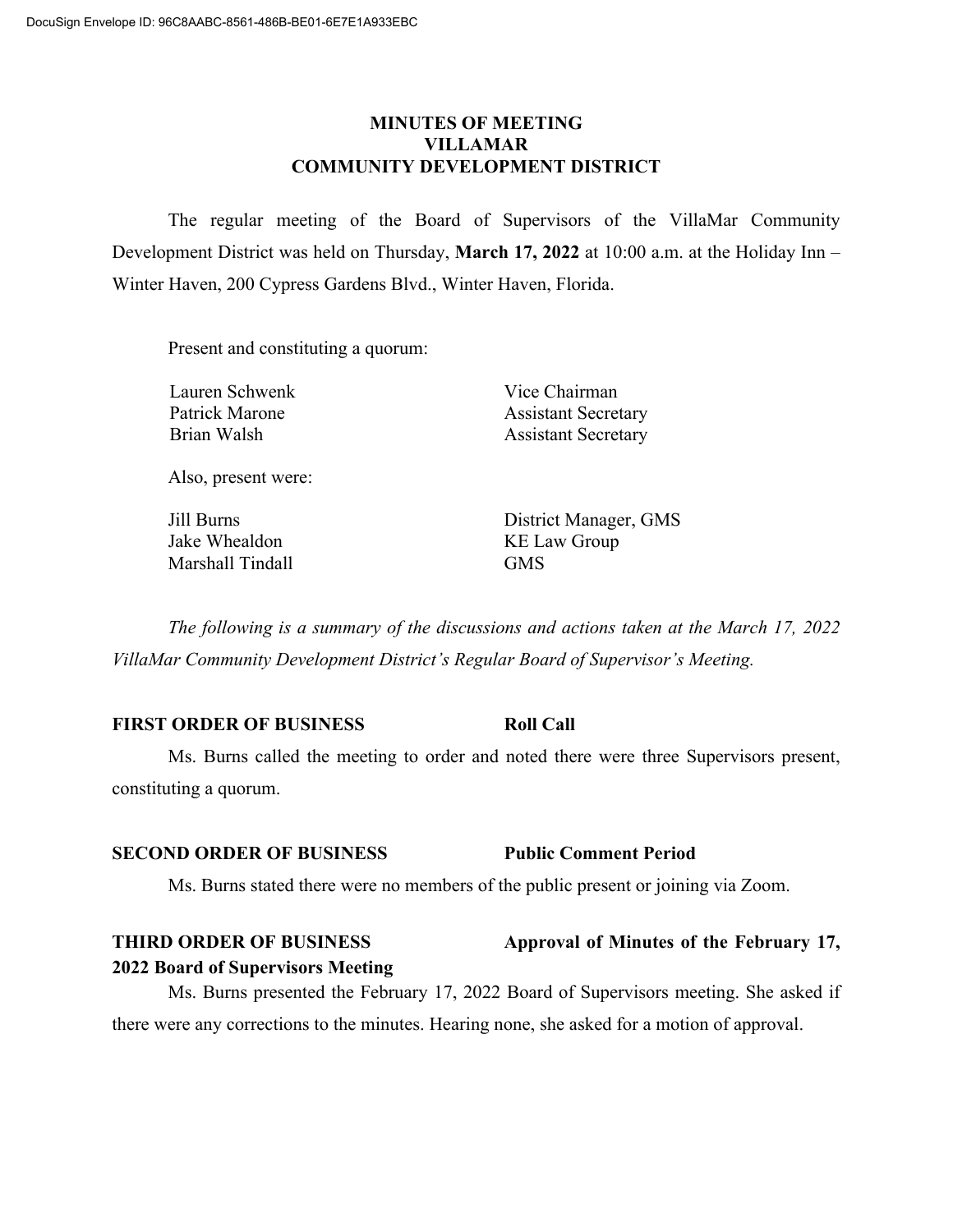# MINUTES OF MEETING
# VILLAMAR
# COMMUNITY DEVELOPMENT DISTRICT

The regular meeting of the Board of Supervisors of the VillaMar Community Development District was held on Thursday, **March 17, 2022** at 10:00 a.m. at the Holiday Inn – Winter Haven, 200 Cypress Gardens Blvd., Winter Haven, Florida.

Present and constituting a quorum:

| | |
|---|---|
| Lauren Schwenk | Vice Chairman |
| Patrick Marone | Assistant Secretary |
| Brian Walsh | Assistant Secretary |

Also, present were:

| | |
|---|---|
| Jill Burns | District Manager, GMS |
| Jake Whealdon | KE Law Group |
| Marshall Tindall | GMS |

*The following is a summary of the discussions and actions taken at the March 17, 2022 VillaMar Community Development District's Regular Board of Supervisor's Meeting.*

**FIRST ORDER OF BUSINESS** **Roll Call**

Ms. Burns called the meeting to order and noted there were three Supervisors present, constituting a quorum.

**SECOND ORDER OF BUSINESS** **Public Comment Period**

Ms. Burns stated there were no members of the public present or joining via Zoom.

**THIRD ORDER OF BUSINESS** **Approval of Minutes of the February 17, 2022 Board of Supervisors Meeting**

Ms. Burns presented the February 17, 2022 Board of Supervisors meeting. She asked if there were any corrections to the minutes. Hearing none, she asked for a motion of approval.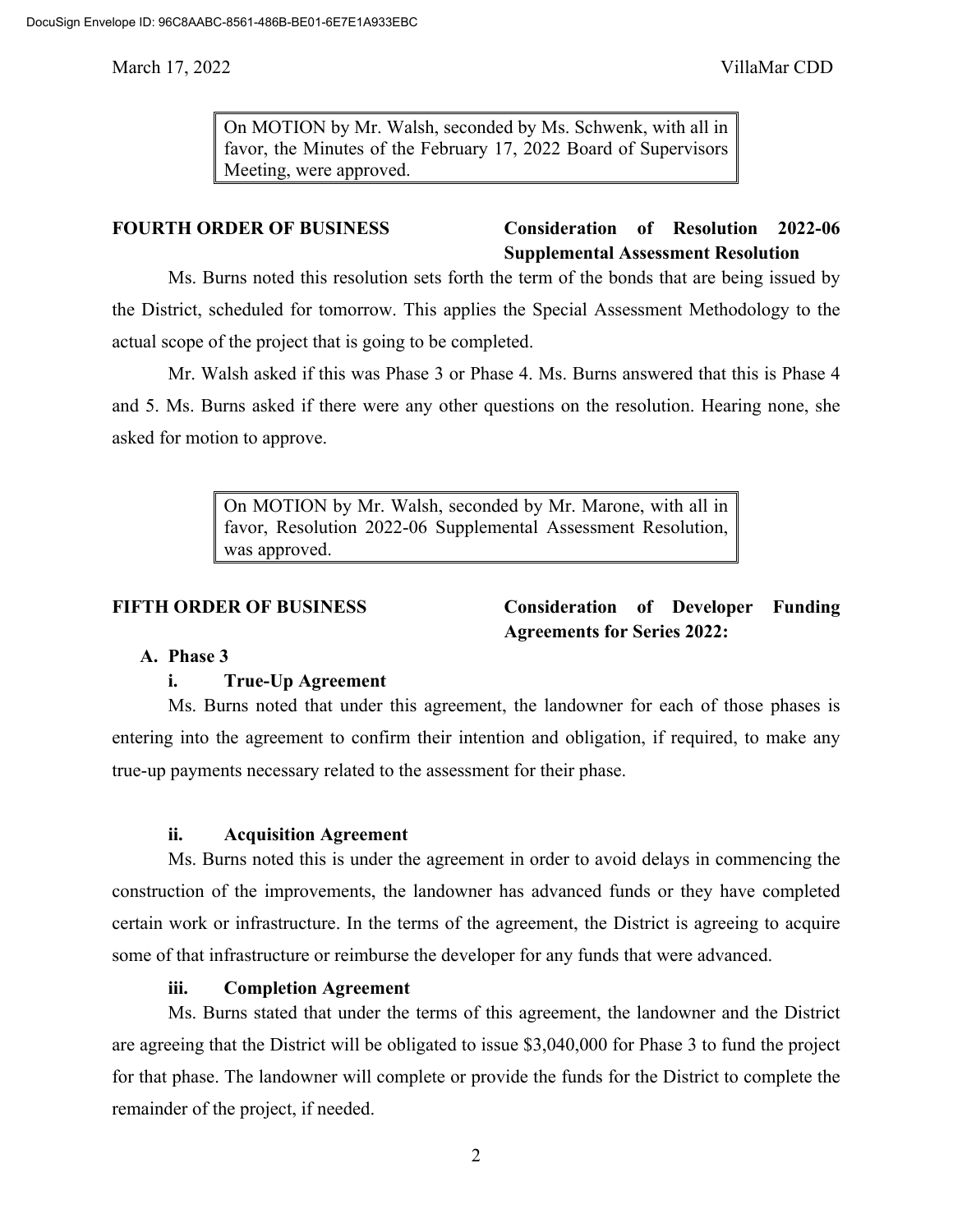On MOTION by Mr. Walsh, seconded by Ms. Schwenk, with all in favor, the Minutes of the February 17, 2022 Board of Supervisors Meeting, were approved.

**FOURTH ORDER OF BUSINESS** **Consideration of Resolution 2022-06 Supplemental Assessment Resolution**

Ms. Burns noted this resolution sets forth the term of the bonds that are being issued by the District, scheduled for tomorrow. This applies the Special Assessment Methodology to the actual scope of the project that is going to be completed.

Mr. Walsh asked if this was Phase 3 or Phase 4. Ms. Burns answered that this is Phase 4 and 5. Ms. Burns asked if there were any other questions on the resolution. Hearing none, she asked for motion to approve.

On MOTION by Mr. Walsh, seconded by Mr. Marone, with all in favor, Resolution 2022-06 Supplemental Assessment Resolution, was approved.

**FIFTH ORDER OF BUSINESS** **Consideration of Developer Funding Agreements for Series 2022:**

**A. Phase 3**

**i. True-Up Agreement**

Ms. Burns noted that under this agreement, the landowner for each of those phases is entering into the agreement to confirm their intention and obligation, if required, to make any true-up payments necessary related to the assessment for their phase.

**ii. Acquisition Agreement**

Ms. Burns noted this is under the agreement in order to avoid delays in commencing the construction of the improvements, the landowner has advanced funds or they have completed certain work or infrastructure. In the terms of the agreement, the District is agreeing to acquire some of that infrastructure or reimburse the developer for any funds that were advanced.

**iii. Completion Agreement**

Ms. Burns stated that under the terms of this agreement, the landowner and the District are agreeing that the District will be obligated to issue $3,040,000 for Phase 3 to fund the project for that phase. The landowner will complete or provide the funds for the District to complete the remainder of the project, if needed.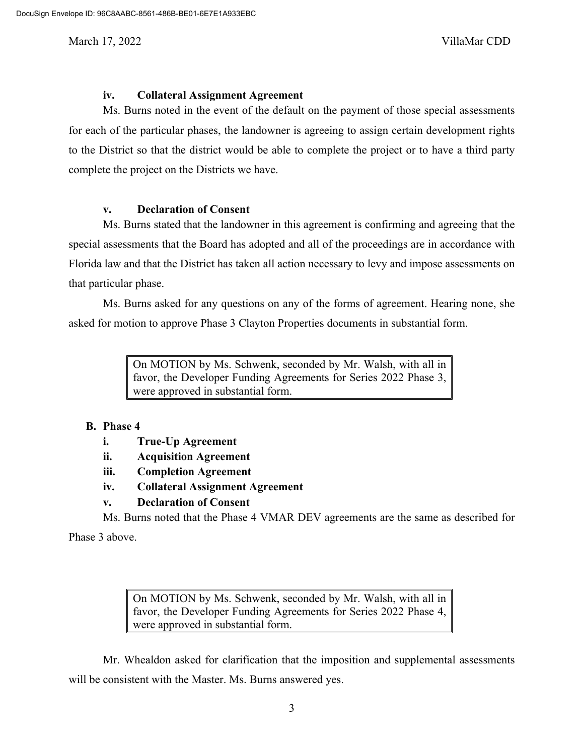**iv. Collateral Assignment Agreement**

Ms. Burns noted in the event of the default on the payment of those special assessments for each of the particular phases, the landowner is agreeing to assign certain development rights to the District so that the district would be able to complete the project or to have a third party complete the project on the Districts we have.

**v. Declaration of Consent**

Ms. Burns stated that the landowner in this agreement is confirming and agreeing that the special assessments that the Board has adopted and all of the proceedings are in accordance with Florida law and that the District has taken all action necessary to levy and impose assessments on that particular phase.

Ms. Burns asked for any questions on any of the forms of agreement. Hearing none, she asked for motion to approve Phase 3 Clayton Properties documents in substantial form.

> On MOTION by Ms. Schwenk, seconded by Mr. Walsh, with all in favor, the Developer Funding Agreements for Series 2022 Phase 3, were approved in substantial form.

**B. Phase 4**

- **i. True-Up Agreement**
- **ii. Acquisition Agreement**
- **iii. Completion Agreement**
- **iv. Collateral Assignment Agreement**
- **v. Declaration of Consent**

Ms. Burns noted that the Phase 4 VMAR DEV agreements are the same as described for Phase 3 above.

> On MOTION by Ms. Schwenk, seconded by Mr. Walsh, with all in favor, the Developer Funding Agreements for Series 2022 Phase 4, were approved in substantial form.

Mr. Whealdon asked for clarification that the imposition and supplemental assessments will be consistent with the Master. Ms. Burns answered yes.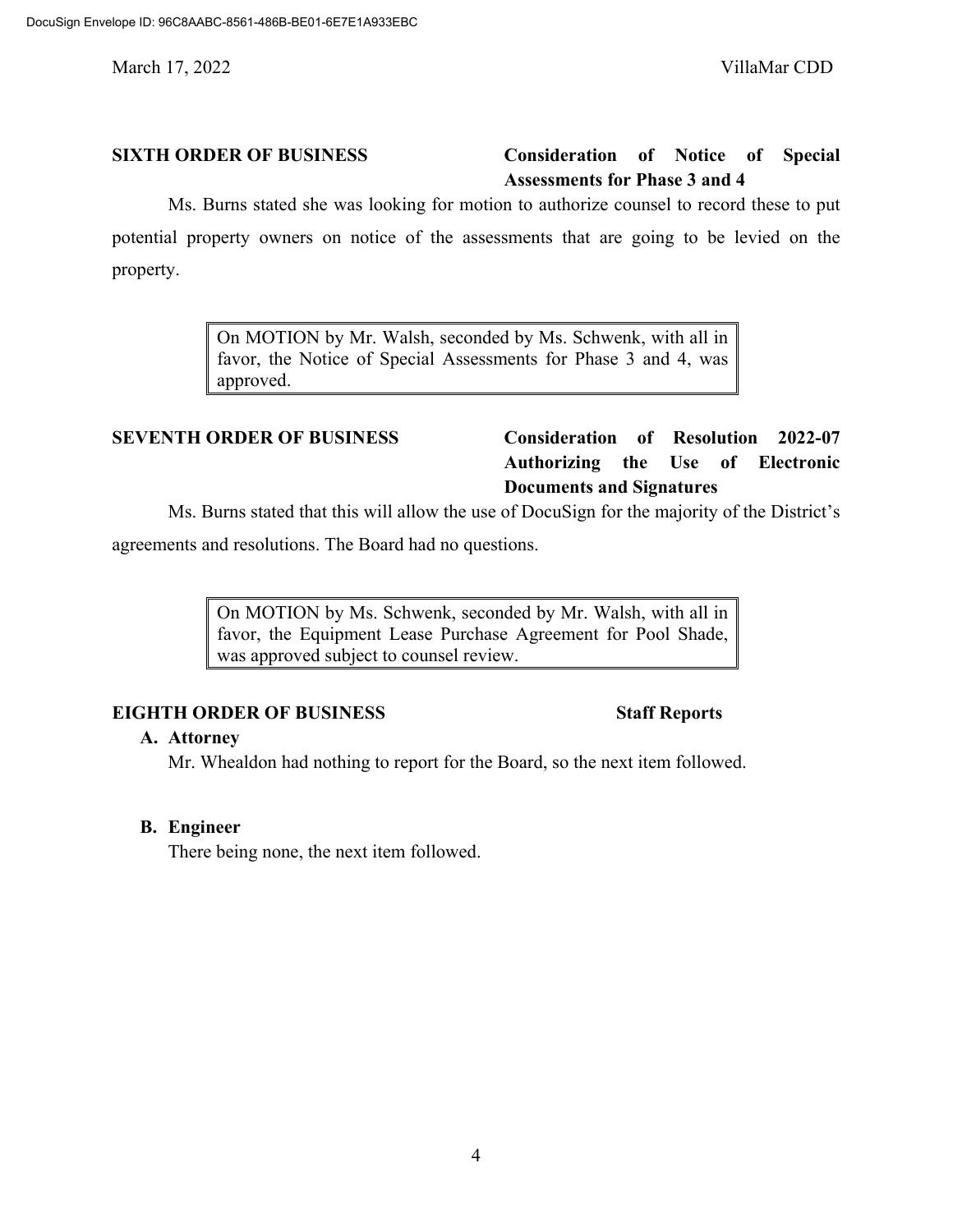**SIXTH ORDER OF BUSINESS** **Consideration of Notice of Special Assessments for Phase 3 and 4**

Ms. Burns stated she was looking for motion to authorize counsel to record these to put potential property owners on notice of the assessments that are going to be levied on the property.

> On MOTION by Mr. Walsh, seconded by Ms. Schwenk, with all in favor, the Notice of Special Assessments for Phase 3 and 4, was approved.

**SEVENTH ORDER OF BUSINESS** **Consideration of Resolution 2022-07 Authorizing the Use of Electronic Documents and Signatures**

Ms. Burns stated that this will allow the use of DocuSign for the majority of the District's agreements and resolutions. The Board had no questions.

> On MOTION by Ms. Schwenk, seconded by Mr. Walsh, with all in favor, the Equipment Lease Purchase Agreement for Pool Shade, was approved subject to counsel review.

**EIGHTH ORDER OF BUSINESS** **Staff Reports**

**A. Attorney**

Mr. Whealdon had nothing to report for the Board, so the next item followed.

**B. Engineer**

There being none, the next item followed.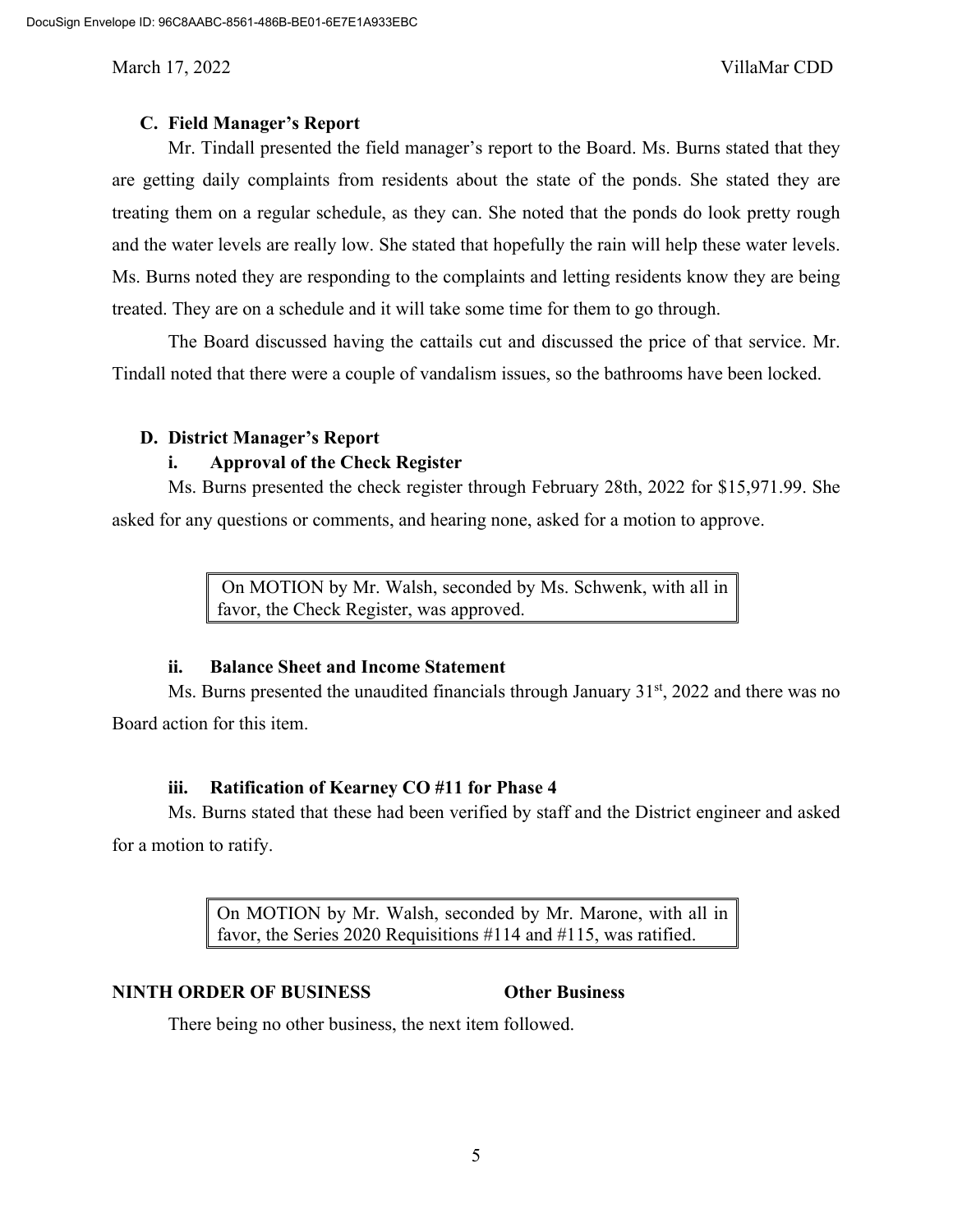### C. Field Manager's Report

Mr. Tindall presented the field manager's report to the Board. Ms. Burns stated that they are getting daily complaints from residents about the state of the ponds. She stated they are treating them on a regular schedule, as they can. She noted that the ponds do look pretty rough and the water levels are really low. She stated that hopefully the rain will help these water levels. Ms. Burns noted they are responding to the complaints and letting residents know they are being treated. They are on a schedule and it will take some time for them to go through.

The Board discussed having the cattails cut and discussed the price of that service. Mr. Tindall noted that there were a couple of vandalism issues, so the bathrooms have been locked.

### D. District Manager's Report

#### i. Approval of the Check Register

Ms. Burns presented the check register through February 28th, 2022 for $15,971.99. She asked for any questions or comments, and hearing none, asked for a motion to approve.

> On MOTION by Mr. Walsh, seconded by Ms. Schwenk, with all in favor, the Check Register, was approved.

#### ii. Balance Sheet and Income Statement

Ms. Burns presented the unaudited financials through January 31st, 2022 and there was no Board action for this item.

#### iii. Ratification of Kearney CO #11 for Phase 4

Ms. Burns stated that these had been verified by staff and the District engineer and asked for a motion to ratify.

> On MOTION by Mr. Walsh, seconded by Mr. Marone, with all in favor, the Series 2020 Requisitions #114 and #115, was ratified.

## NINTH ORDER OF BUSINESS — Other Business

There being no other business, the next item followed.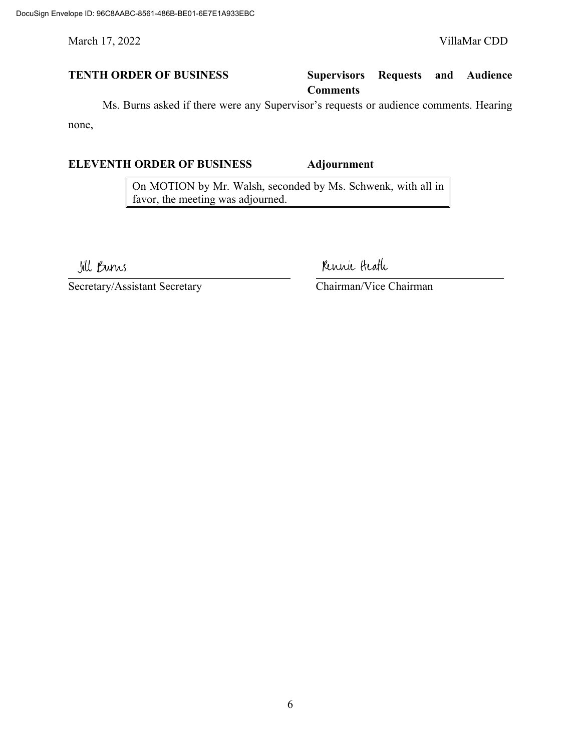**TENTH ORDER OF BUSINESS** **Supervisors Requests and Audience Comments**

Ms. Burns asked if there were any Supervisor's requests or audience comments. Hearing none,

**ELEVENTH ORDER OF BUSINESS** **Adjournment**

> On MOTION by Mr. Walsh, seconded by Ms. Schwenk, with all in favor, the meeting was adjourned.

Jill Burns
Secretary/Assistant Secretary

Rennie Heath
Chairman/Vice Chairman